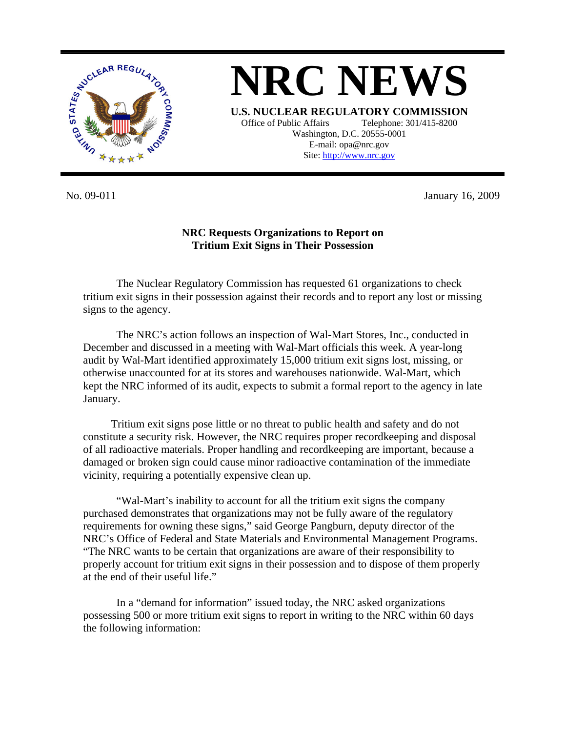# NRC NEWS

**U.S. NUCLEAR REGULATORY COMMISSION**

Office of Public Affairs Telephone: 301/415-8200
Washington, D.C. 20555-0001
E-mail: opa@nrc.gov
Site: http://www.nrc.gov

No. 09-011 January 16, 2009

**NRC Requests Organizations to Report on Tritium Exit Signs in Their Possession**

The Nuclear Regulatory Commission has requested 61 organizations to check tritium exit signs in their possession against their records and to report any lost or missing signs to the agency.

The NRC's action follows an inspection of Wal-Mart Stores, Inc., conducted in December and discussed in a meeting with Wal-Mart officials this week. A year-long audit by Wal-Mart identified approximately 15,000 tritium exit signs lost, missing, or otherwise unaccounted for at its stores and warehouses nationwide. Wal-Mart, which kept the NRC informed of its audit, expects to submit a formal report to the agency in late January.

Tritium exit signs pose little or no threat to public health and safety and do not constitute a security risk. However, the NRC requires proper recordkeeping and disposal of all radioactive materials. Proper handling and recordkeeping are important, because a damaged or broken sign could cause minor radioactive contamination of the immediate vicinity, requiring a potentially expensive clean up.

"Wal-Mart's inability to account for all the tritium exit signs the company purchased demonstrates that organizations may not be fully aware of the regulatory requirements for owning these signs," said George Pangburn, deputy director of the NRC's Office of Federal and State Materials and Environmental Management Programs. "The NRC wants to be certain that organizations are aware of their responsibility to properly account for tritium exit signs in their possession and to dispose of them properly at the end of their useful life."

In a "demand for information" issued today, the NRC asked organizations possessing 500 or more tritium exit signs to report in writing to the NRC within 60 days the following information: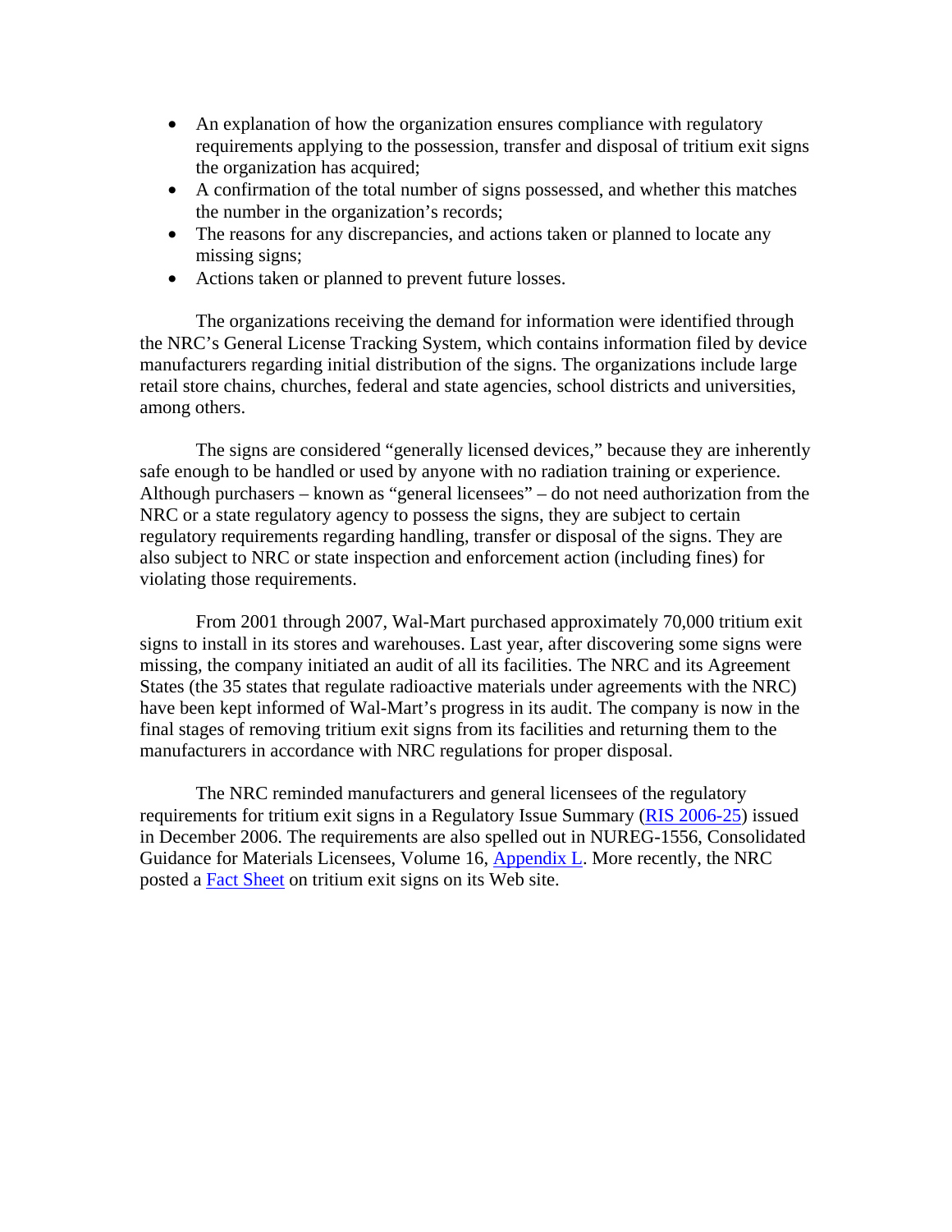- An explanation of how the organization ensures compliance with regulatory requirements applying to the possession, transfer and disposal of tritium exit signs the organization has acquired;
- A confirmation of the total number of signs possessed, and whether this matches the number in the organization's records;
- The reasons for any discrepancies, and actions taken or planned to locate any missing signs;
- Actions taken or planned to prevent future losses.

The organizations receiving the demand for information were identified through the NRC's General License Tracking System, which contains information filed by device manufacturers regarding initial distribution of the signs. The organizations include large retail store chains, churches, federal and state agencies, school districts and universities, among others.

The signs are considered "generally licensed devices," because they are inherently safe enough to be handled or used by anyone with no radiation training or experience. Although purchasers – known as "general licensees" – do not need authorization from the NRC or a state regulatory agency to possess the signs, they are subject to certain regulatory requirements regarding handling, transfer or disposal of the signs. They are also subject to NRC or state inspection and enforcement action (including fines) for violating those requirements.

From 2001 through 2007, Wal-Mart purchased approximately 70,000 tritium exit signs to install in its stores and warehouses. Last year, after discovering some signs were missing, the company initiated an audit of all its facilities. The NRC and its Agreement States (the 35 states that regulate radioactive materials under agreements with the NRC) have been kept informed of Wal-Mart's progress in its audit. The company is now in the final stages of removing tritium exit signs from its facilities and returning them to the manufacturers in accordance with NRC regulations for proper disposal.

The NRC reminded manufacturers and general licensees of the regulatory requirements for tritium exit signs in a Regulatory Issue Summary (RIS 2006-25) issued in December 2006. The requirements are also spelled out in NUREG-1556, Consolidated Guidance for Materials Licensees, Volume 16, Appendix L. More recently, the NRC posted a Fact Sheet on tritium exit signs on its Web site.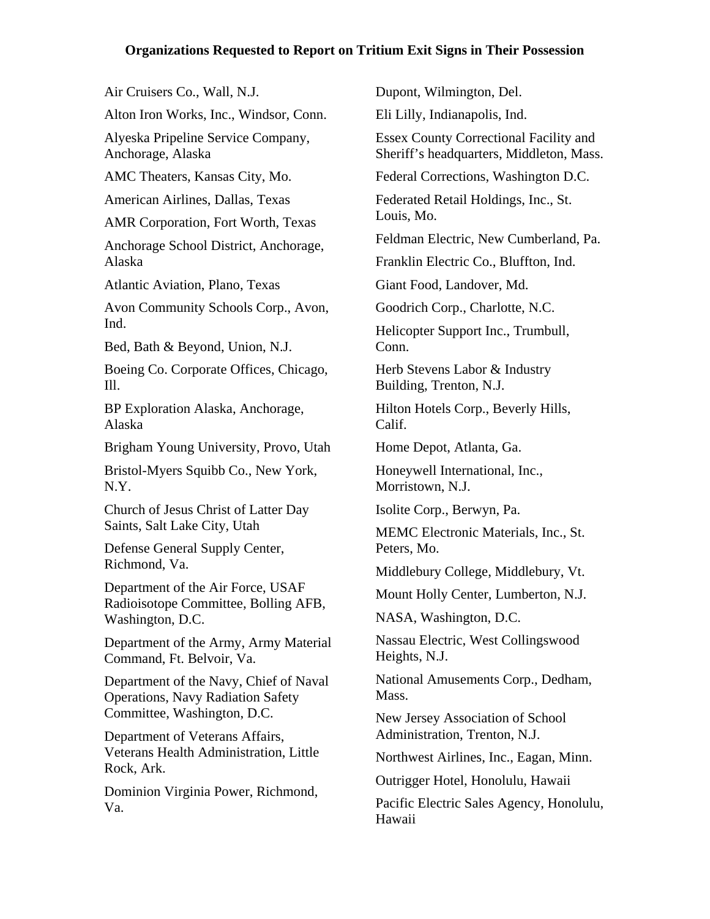**Organizations Requested to Report on Tritium Exit Signs in Their Possession**

Air Cruisers Co., Wall, N.J.

Alton Iron Works, Inc., Windsor, Conn.

Alyeska Pripeline Service Company, Anchorage, Alaska

AMC Theaters, Kansas City, Mo.

American Airlines, Dallas, Texas

AMR Corporation, Fort Worth, Texas

Anchorage School District, Anchorage, Alaska

Atlantic Aviation, Plano, Texas

Avon Community Schools Corp., Avon, Ind.

Bed, Bath & Beyond, Union, N.J.

Boeing Co. Corporate Offices, Chicago, Ill.

BP Exploration Alaska, Anchorage, Alaska

Brigham Young University, Provo, Utah

Bristol-Myers Squibb Co., New York, N.Y.

Church of Jesus Christ of Latter Day Saints, Salt Lake City, Utah

Defense General Supply Center, Richmond, Va.

Department of the Air Force, USAF Radioisotope Committee, Bolling AFB, Washington, D.C.

Department of the Army, Army Material Command, Ft. Belvoir, Va.

Department of the Navy, Chief of Naval Operations, Navy Radiation Safety Committee, Washington, D.C.

Department of Veterans Affairs, Veterans Health Administration, Little Rock, Ark.

Dominion Virginia Power, Richmond, Va.

Dupont, Wilmington, Del.

Eli Lilly, Indianapolis, Ind.

Essex County Correctional Facility and Sheriff's headquarters, Middleton, Mass.

Federal Corrections, Washington D.C.

Federated Retail Holdings, Inc., St. Louis, Mo.

Feldman Electric, New Cumberland, Pa.

Franklin Electric Co., Bluffton, Ind.

Giant Food, Landover, Md.

Goodrich Corp., Charlotte, N.C.

Helicopter Support Inc., Trumbull, Conn.

Herb Stevens Labor & Industry Building, Trenton, N.J.

Hilton Hotels Corp., Beverly Hills, Calif.

Home Depot, Atlanta, Ga.

Honeywell International, Inc., Morristown, N.J.

Isolite Corp., Berwyn, Pa.

MEMC Electronic Materials, Inc., St. Peters, Mo.

Middlebury College, Middlebury, Vt.

Mount Holly Center, Lumberton, N.J.

NASA, Washington, D.C.

Nassau Electric, West Collingswood Heights, N.J.

National Amusements Corp., Dedham, Mass.

New Jersey Association of School Administration, Trenton, N.J.

Northwest Airlines, Inc., Eagan, Minn.

Outrigger Hotel, Honolulu, Hawaii

Pacific Electric Sales Agency, Honolulu, Hawaii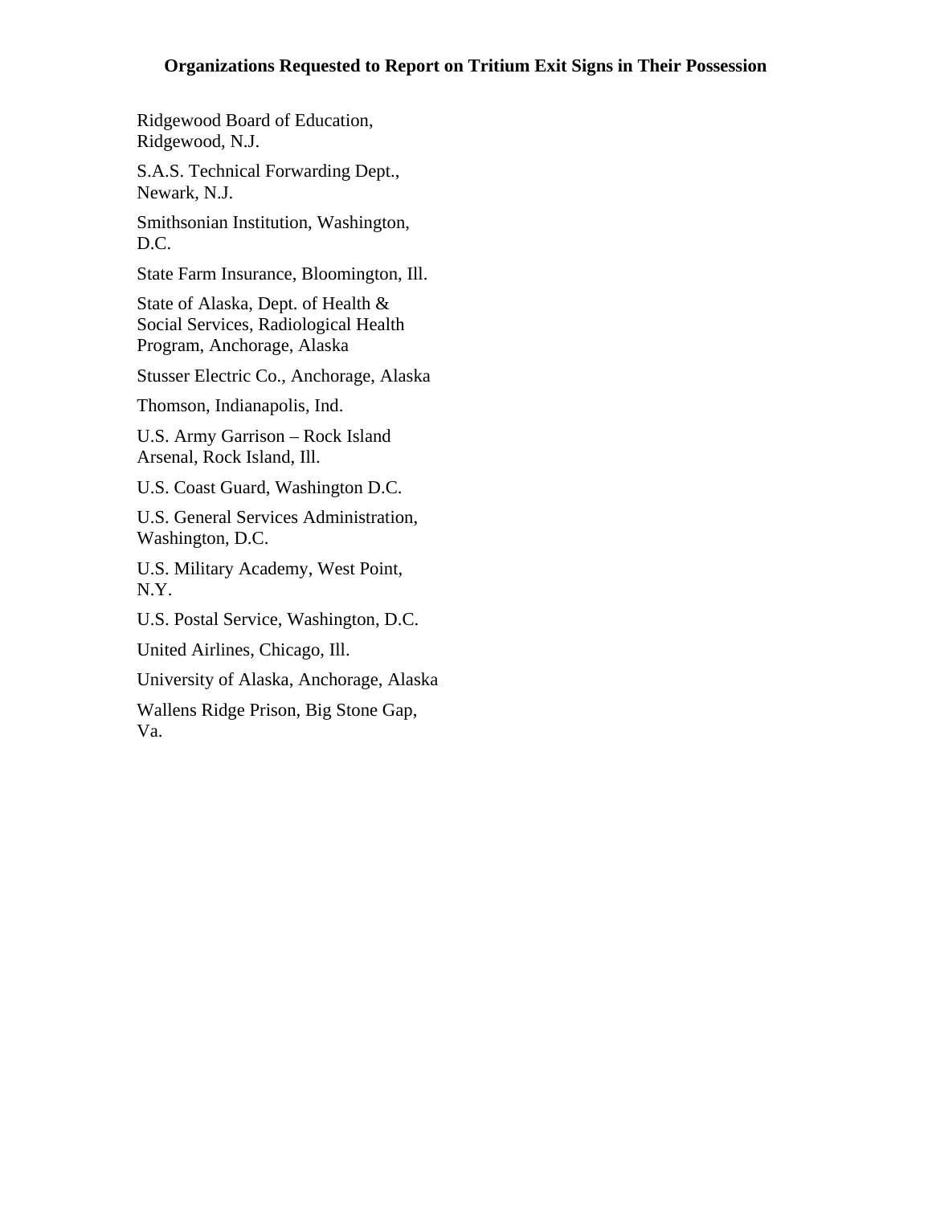**Organizations Requested to Report on Tritium Exit Signs in Their Possession**

Ridgewood Board of Education, Ridgewood, N.J.

S.A.S. Technical Forwarding Dept., Newark, N.J.

Smithsonian Institution, Washington, D.C.

State Farm Insurance, Bloomington, Ill.

State of Alaska, Dept. of Health & Social Services, Radiological Health Program, Anchorage, Alaska

Stusser Electric Co., Anchorage, Alaska

Thomson, Indianapolis, Ind.

U.S. Army Garrison – Rock Island Arsenal, Rock Island, Ill.

U.S. Coast Guard, Washington D.C.

U.S. General Services Administration, Washington, D.C.

U.S. Military Academy, West Point, N.Y.

U.S. Postal Service, Washington, D.C.

United Airlines, Chicago, Ill.

University of Alaska, Anchorage, Alaska

Wallens Ridge Prison, Big Stone Gap, Va.